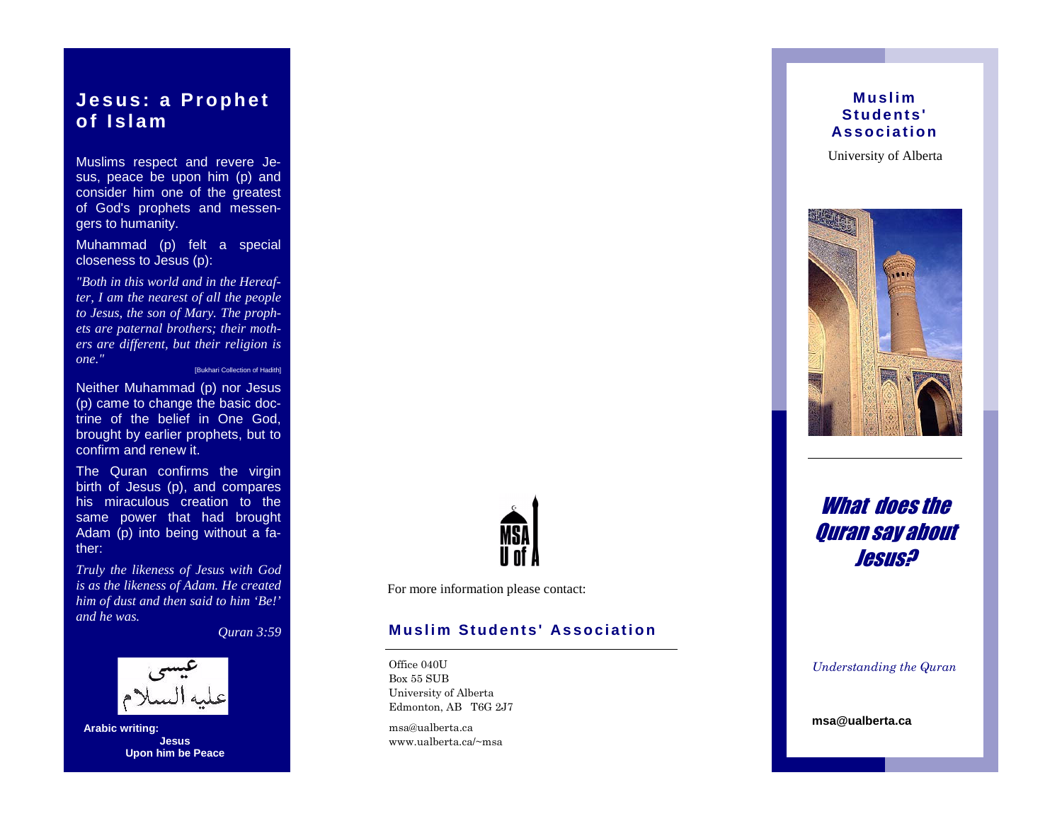## Jesus: a Prophet of Islam

Muslims respect and revere Jesus, peace be upon him (p) and consider him one of the greatest of God's prophets and messengers to humanity.

Muhammad (p) felt a special closeness to Jesus (p):

*"Both in this world and in the Hereafter, I am the nearest of all the people to Jesus, the son of Mary. The prophets are paternal brothers; their mothers are different, but their religion is one."*

[Bukhari Collection of Hadith]

Neither Muhammad (p) nor Jesus (p) came to change the basic doctrine of the belief in One God, brought by earlier prophets, but to confirm and renew it.

The Quran confirms the virgin birth of Jesus (p), and compares his miraculous creation to the same power that had brought Adam (p) into being without a father:

*Truly the likeness of Jesus with God is as the likeness of Adam. He created him of dust and then said to him 'Be!' and he was.*

*Quran 3:59*

عيسى
عليه السلام

**Arabic writing:**
**Jesus**
**Upon him be Peace**

MSA U of A

For more information please contact:

**Muslim Students' Association**

Office 040U
Box 55 SUB
University of Alberta
Edmonton, AB T6G 2J7

msa@ualberta.ca
www.ualberta.ca/~msa

**Muslim Students' Association**

University of Alberta

# *What does the Quran say about Jesus?*

*Understanding the Quran*

**msa@ualberta.ca**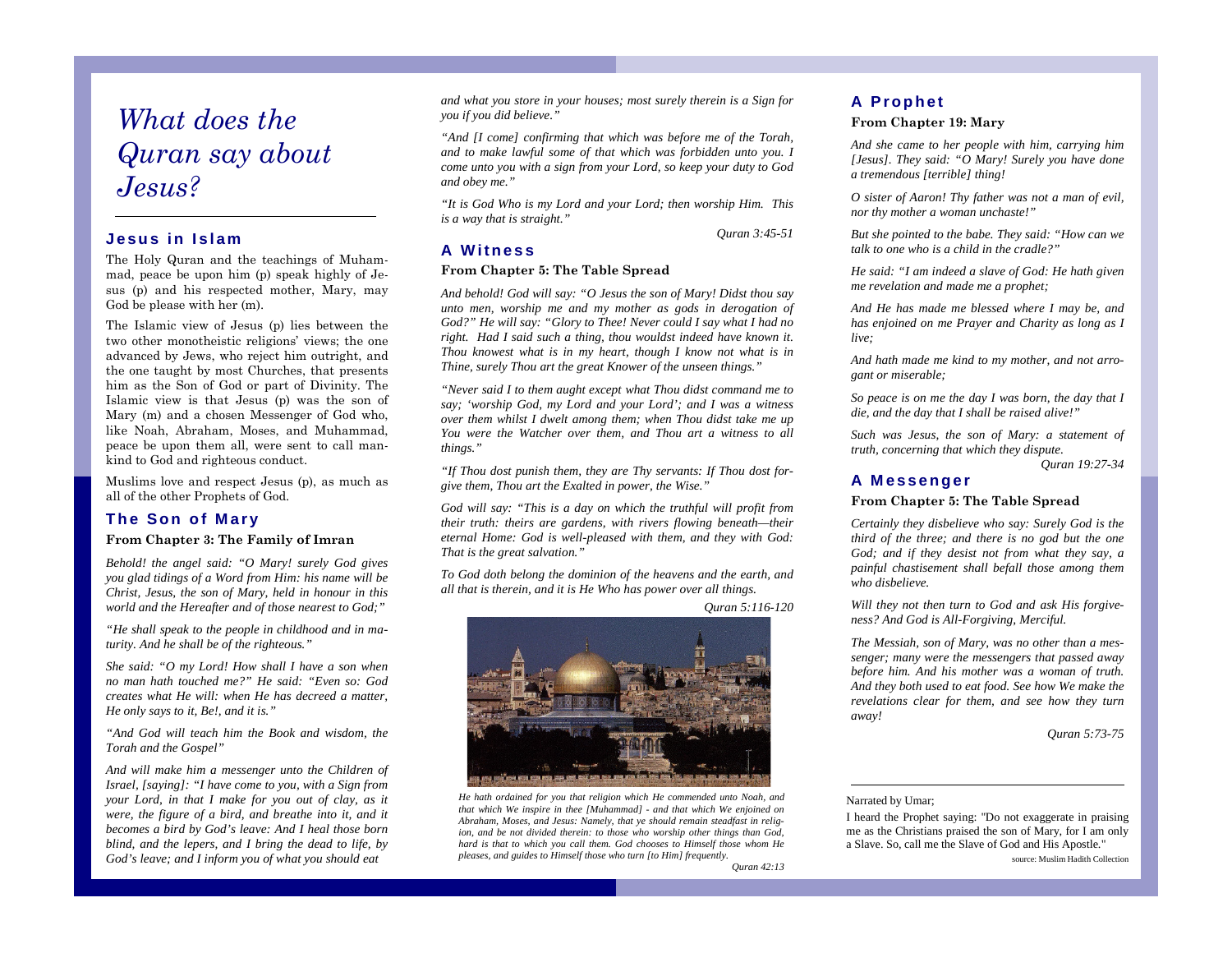# What does the Quran say about Jesus?

## Jesus in Islam

The Holy Quran and the teachings of Muhammad, peace be upon him (p) speak highly of Jesus (p) and his respected mother, Mary, may God be please with her (m).

The Islamic view of Jesus (p) lies between the two other monotheistic religions' views; the one advanced by Jews, who reject him outright, and the one taught by most Churches, that presents him as the Son of God or part of Divinity. The Islamic view is that Jesus (p) was the son of Mary (m) and a chosen Messenger of God who, like Noah, Abraham, Moses, and Muhammad, peace be upon them all, were sent to call mankind to God and righteous conduct.

Muslims love and respect Jesus (p), as much as all of the other Prophets of God.

## The Son of Mary

**From Chapter 3: The Family of Imran**

*Behold! the angel said: "O Mary! surely God gives you glad tidings of a Word from Him: his name will be Christ, Jesus, the son of Mary, held in honour in this world and the Hereafter and of those nearest to God;"*

*"He shall speak to the people in childhood and in maturity. And he shall be of the righteous."*

*She said: "O my Lord! How shall I have a son when no man hath touched me?" He said: "Even so: God creates what He will: when He has decreed a matter, He only says to it, Be!, and it is."*

*"And God will teach him the Book and wisdom, the Torah and the Gospel"*

*And will make him a messenger unto the Children of Israel, [saying]: "I have come to you, with a Sign from your Lord, in that I make for you out of clay, as it were, the figure of a bird, and breathe into it, and it becomes a bird by God's leave: And I heal those born blind, and the lepers, and I bring the dead to life, by God's leave; and I inform you of what you should eat and what you store in your houses; most surely therein is a Sign for you if you did believe."*

*"And [I come] confirming that which was before me of the Torah, and to make lawful some of that which was forbidden unto you. I come unto you with a sign from your Lord, so keep your duty to God and obey me."*

*"It is God Who is my Lord and your Lord; then worship Him. This is a way that is straight."*

*Quran 3:45-51*

## A Witness

**From Chapter 5: The Table Spread**

*And behold! God will say: "O Jesus the son of Mary! Didst thou say unto men, worship me and my mother as gods in derogation of God?" He will say: "Glory to Thee! Never could I say what I had no right. Had I said such a thing, thou wouldst indeed have known it. Thou knowest what is in my heart, though I know not what is in Thine, surely Thou art the great Knower of the unseen things."*

*"Never said I to them aught except what Thou didst command me to say; 'worship God, my Lord and your Lord'; and I was a witness over them whilst I dwelt among them; when Thou didst take me up You were the Watcher over them, and Thou art a witness to all things."*

*"If Thou dost punish them, they are Thy servants: If Thou dost forgive them, Thou art the Exalted in power, the Wise."*

*God will say: "This is a day on which the truthful will profit from their truth: theirs are gardens, with rivers flowing beneath—their eternal Home: God is well-pleased with them, and they with God: That is the great salvation."*

*To God doth belong the dominion of the heavens and the earth, and all that is therein, and it is He Who has power over all things.*

*Quran 5:116-120*

*He hath ordained for you that religion which He commended unto Noah, and that which We inspire in thee [Muhammad] - and that which We enjoined on Abraham, Moses, and Jesus: Namely, that ye should remain steadfast in religion, and be not divided therein: to those who worship other things than God, hard is that to which you call them. God chooses to Himself those whom He pleases, and guides to Himself those who turn [to Him] frequently.*

*Quran 42:13*

## A Prophet

**From Chapter 19: Mary**

*And she came to her people with him, carrying him [Jesus]. They said: "O Mary! Surely you have done a tremendous [terrible] thing!*

*O sister of Aaron! Thy father was not a man of evil, nor thy mother a woman unchaste!"*

*But she pointed to the babe. They said: "How can we talk to one who is a child in the cradle?"*

*He said: "I am indeed a slave of God: He hath given me revelation and made me a prophet;*

*And He has made me blessed where I may be, and has enjoined on me Prayer and Charity as long as I live;*

*And hath made me kind to my mother, and not arrogant or miserable;*

*So peace is on me the day I was born, the day that I die, and the day that I shall be raised alive!"*

*Such was Jesus, the son of Mary: a statement of truth, concerning that which they dispute.*

*Quran 19:27-34*

## A Messenger

**From Chapter 5: The Table Spread**

*Certainly they disbelieve who say: Surely God is the third of the three; and there is no god but the one God; and if they desist not from what they say, a painful chastisement shall befall those among them who disbelieve.*

*Will they not then turn to God and ask His forgiveness? And God is All-Forgiving, Merciful.*

*The Messiah, son of Mary, was no other than a messenger; many were the messengers that passed away before him. And his mother was a woman of truth. And they both used to eat food. See how We make the revelations clear for them, and see how they turn away!*

*Quran 5:73-75*

---

Narrated by Umar;

I heard the Prophet saying: "Do not exaggerate in praising me as the Christians praised the son of Mary, for I am only a Slave. So, call me the Slave of God and His Apostle."

source: Muslim Hadith Collection